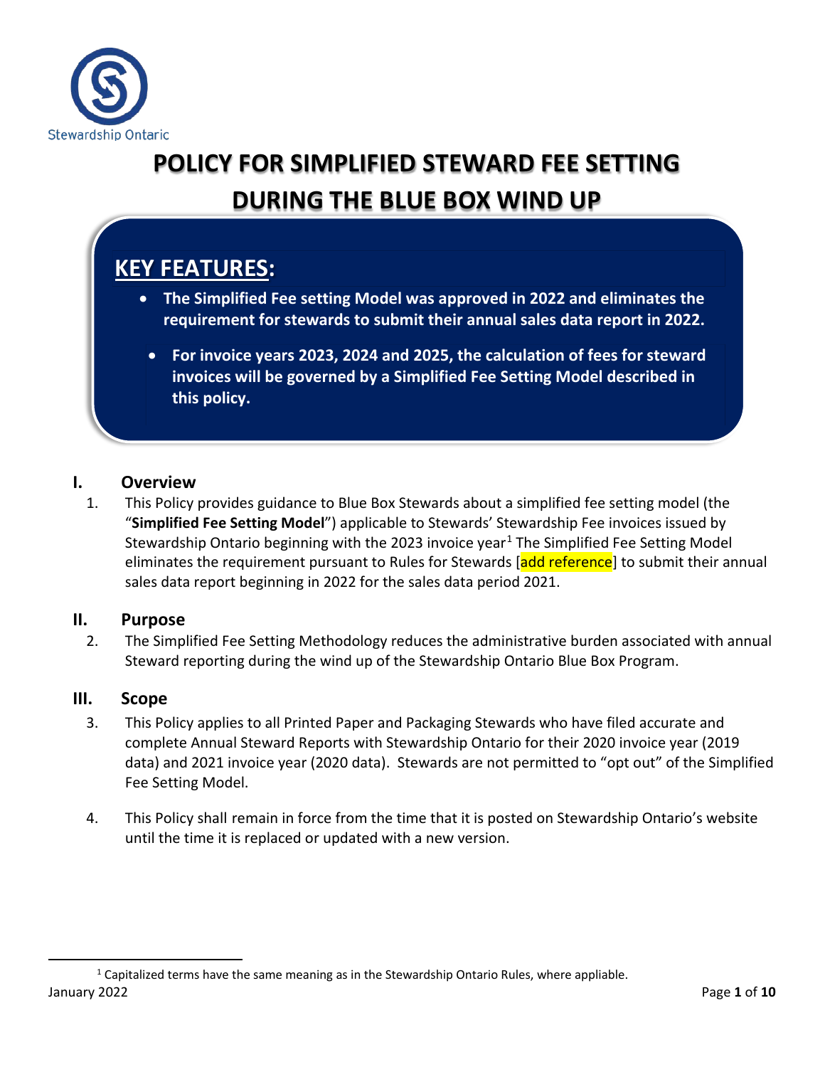Stewardship Ontario

# POLICY FOR SIMPLIFIED STEWARD FEE SETTING DURING THE BLUE BOX WIND UP

## KEY FEATURES:

- **The Simplified Fee setting Model was approved in 2022 and eliminates the requirement for stewards to submit their annual sales data report in 2022.**
- **For invoice years 2023, 2024 and 2025, the calculation of fees for steward invoices will be governed by a Simplified Fee Setting Model described in this policy.**

## I. Overview

1. This Policy provides guidance to Blue Box Stewards about a simplified fee setting model (the "**Simplified Fee Setting Model**") applicable to Stewards' Stewardship Fee invoices issued by Stewardship Ontario beginning with the 2023 invoice year[1] The Simplified Fee Setting Model eliminates the requirement pursuant to Rules for Stewards [add reference] to submit their annual sales data report beginning in 2022 for the sales data period 2021.

## II. Purpose

2. The Simplified Fee Setting Methodology reduces the administrative burden associated with annual Steward reporting during the wind up of the Stewardship Ontario Blue Box Program.

## III. Scope

3. This Policy applies to all Printed Paper and Packaging Stewards who have filed accurate and complete Annual Steward Reports with Stewardship Ontario for their 2020 invoice year (2019 data) and 2021 invoice year (2020 data). Stewards are not permitted to "opt out" of the Simplified Fee Setting Model.

4. This Policy shall remain in force from the time that it is posted on Stewardship Ontario's website until the time it is replaced or updated with a new version.

[1] Capitalized terms have the same meaning as in the Stewardship Ontario Rules, where appliable.

January 2022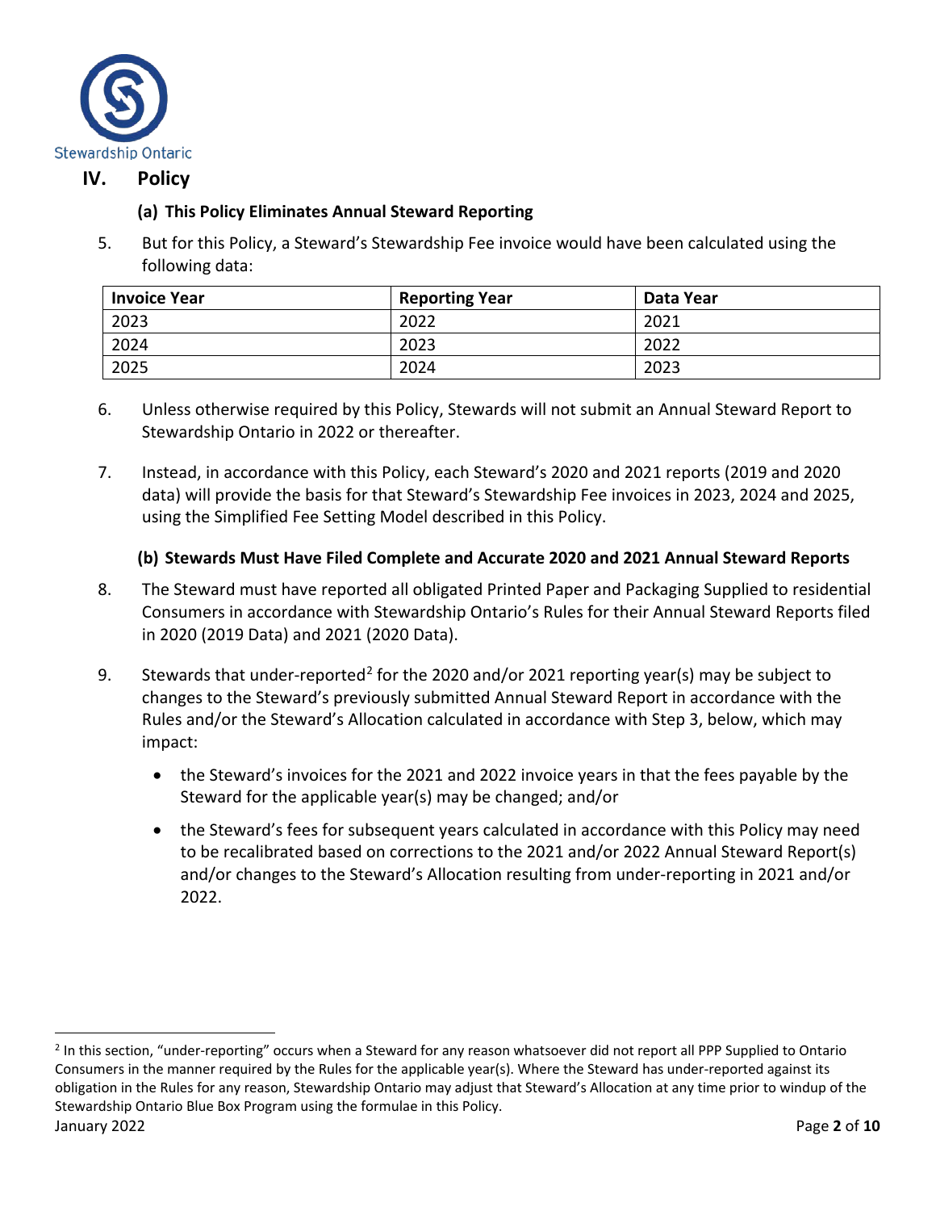## IV. Policy

### (a) This Policy Eliminates Annual Steward Reporting

5. But for this Policy, a Steward's Stewardship Fee invoice would have been calculated using the following data:

| Invoice Year | Reporting Year | Data Year |
|---|---|---|
| 2023 | 2022 | 2021 |
| 2024 | 2023 | 2022 |
| 2025 | 2024 | 2023 |

6. Unless otherwise required by this Policy, Stewards will not submit an Annual Steward Report to Stewardship Ontario in 2022 or thereafter.

7. Instead, in accordance with this Policy, each Steward's 2020 and 2021 reports (2019 and 2020 data) will provide the basis for that Steward's Stewardship Fee invoices in 2023, 2024 and 2025, using the Simplified Fee Setting Model described in this Policy.

### (b) Stewards Must Have Filed Complete and Accurate 2020 and 2021 Annual Steward Reports

8. The Steward must have reported all obligated Printed Paper and Packaging Supplied to residential Consumers in accordance with Stewardship Ontario's Rules for their Annual Steward Reports filed in 2020 (2019 Data) and 2021 (2020 Data).

9. Stewards that under-reported[2] for the 2020 and/or 2021 reporting year(s) may be subject to changes to the Steward's previously submitted Annual Steward Report in accordance with the Rules and/or the Steward's Allocation calculated in accordance with Step 3, below, which may impact:

   - the Steward's invoices for the 2021 and 2022 invoice years in that the fees payable by the Steward for the applicable year(s) may be changed; and/or
   - the Steward's fees for subsequent years calculated in accordance with this Policy may need to be recalibrated based on corrections to the 2021 and/or 2022 Annual Steward Report(s) and/or changes to the Steward's Allocation resulting from under-reporting in 2021 and/or 2022.

[2] In this section, "under-reporting" occurs when a Steward for any reason whatsoever did not report all PPP Supplied to Ontario Consumers in the manner required by the Rules for the applicable year(s). Where the Steward has under-reported against its obligation in the Rules for any reason, Stewardship Ontario may adjust that Steward's Allocation at any time prior to windup of the Stewardship Ontario Blue Box Program using the formulae in this Policy.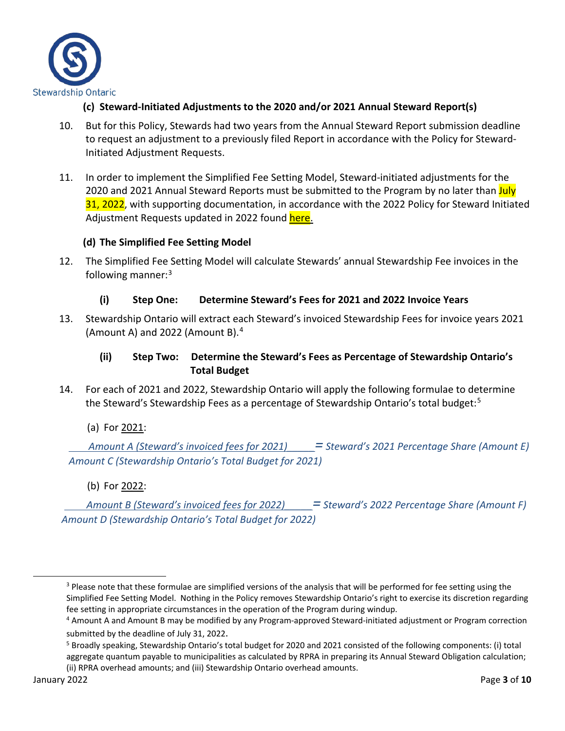### (c) Steward-Initiated Adjustments to the 2020 and/or 2021 Annual Steward Report(s)

10. But for this Policy, Stewards had two years from the Annual Steward Report submission deadline to request an adjustment to a previously filed Report in accordance with the Policy for Steward-Initiated Adjustment Requests.

11. In order to implement the Simplified Fee Setting Model, Steward-initiated adjustments for the 2020 and 2021 Annual Steward Reports must be submitted to the Program by no later than July 31, 2022, with supporting documentation, in accordance with the 2022 Policy for Steward Initiated Adjustment Requests updated in 2022 found here.

### (d) The Simplified Fee Setting Model

12. The Simplified Fee Setting Model will calculate Stewards' annual Stewardship Fee invoices in the following manner:[3]

#### (i) Step One: Determine Steward's Fees for 2021 and 2022 Invoice Years

13. Stewardship Ontario will extract each Steward's invoiced Stewardship Fees for invoice years 2021 (Amount A) and 2022 (Amount B).[4]

#### (ii) Step Two: Determine the Steward's Fees as Percentage of Stewardship Ontario's Total Budget

14. For each of 2021 and 2022, Stewardship Ontario will apply the following formulae to determine the Steward's Stewardship Fees as a percentage of Stewardship Ontario's total budget:[5]

(a) For 2021:

$$\frac{\text{Amount A (Steward's invoiced fees for 2021)}}{\text{Amount C (Stewardship Ontario's Total Budget for 2021)}} = \text{Steward's 2021 Percentage Share (Amount E)}$$

(b) For 2022:

$$\frac{\text{Amount B (Steward's invoiced fees for 2022)}}{\text{Amount D (Stewardship Ontario's Total Budget for 2022)}} = \text{Steward's 2022 Percentage Share (Amount F)}$$

---

[3] Please note that these formulae are simplified versions of the analysis that will be performed for fee setting using the Simplified Fee Setting Model. Nothing in the Policy removes Stewardship Ontario's right to exercise its discretion regarding fee setting in appropriate circumstances in the operation of the Program during windup.

[4] Amount A and Amount B may be modified by any Program-approved Steward-initiated adjustment or Program correction submitted by the deadline of July 31, 2022.

[5] Broadly speaking, Stewardship Ontario's total budget for 2020 and 2021 consisted of the following components: (i) total aggregate quantum payable to municipalities as calculated by RPRA in preparing its Annual Steward Obligation calculation; (ii) RPRA overhead amounts; and (iii) Stewardship Ontario overhead amounts.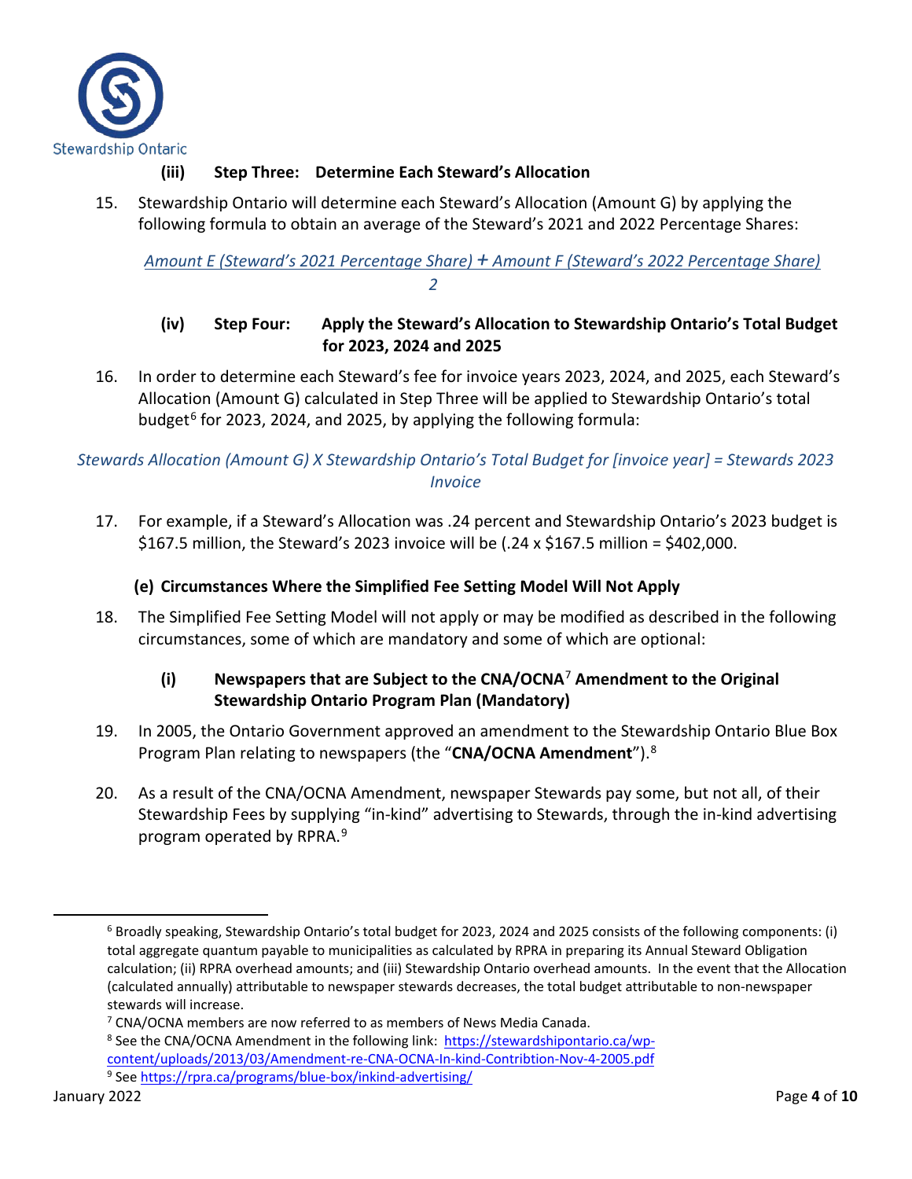#### (iii) Step Three: Determine Each Steward's Allocation

15. Stewardship Ontario will determine each Steward's Allocation (Amount G) by applying the following formula to obtain an average of the Steward's 2021 and 2022 Percentage Shares:

$$\frac{\text{Amount E (Steward's 2021 Percentage Share)} + \text{Amount F (Steward's 2022 Percentage Share)}}{2}$$

#### (iv) Step Four: Apply the Steward's Allocation to Stewardship Ontario's Total Budget for 2023, 2024 and 2025

16. In order to determine each Steward's fee for invoice years 2023, 2024, and 2025, each Steward's Allocation (Amount G) calculated in Step Three will be applied to Stewardship Ontario's total budget[6] for 2023, 2024, and 2025, by applying the following formula:

*Stewards Allocation (Amount G) X Stewardship Ontario's Total Budget for [invoice year] = Stewards 2023 Invoice*

17. For example, if a Steward's Allocation was .24 percent and Stewardship Ontario's 2023 budget is $167.5 million, the Steward's 2023 invoice will be (.24 x $167.5 million = $402,000.

### (e) Circumstances Where the Simplified Fee Setting Model Will Not Apply

18. The Simplified Fee Setting Model will not apply or may be modified as described in the following circumstances, some of which are mandatory and some of which are optional:

#### (i) Newspapers that are Subject to the CNA/OCNA[7] Amendment to the Original Stewardship Ontario Program Plan (Mandatory)

19. In 2005, the Ontario Government approved an amendment to the Stewardship Ontario Blue Box Program Plan relating to newspapers (the "**CNA/OCNA Amendment**").[8]

20. As a result of the CNA/OCNA Amendment, newspaper Stewards pay some, but not all, of their Stewardship Fees by supplying "in-kind" advertising to Stewards, through the in-kind advertising program operated by RPRA.[9]

---

[6] Broadly speaking, Stewardship Ontario's total budget for 2023, 2024 and 2025 consists of the following components: (i) total aggregate quantum payable to municipalities as calculated by RPRA in preparing its Annual Steward Obligation calculation; (ii) RPRA overhead amounts; and (iii) Stewardship Ontario overhead amounts. In the event that the Allocation (calculated annually) attributable to newspaper stewards decreases, the total budget attributable to non-newspaper stewards will increase.

[7] CNA/OCNA members are now referred to as members of News Media Canada.

[8] See the CNA/OCNA Amendment in the following link: https://stewardshipontario.ca/wp-content/uploads/2013/03/Amendment-re-CNA-OCNA-In-kind-Contribtion-Nov-4-2005.pdf

[9] See https://rpra.ca/programs/blue-box/inkind-advertising/

January 2022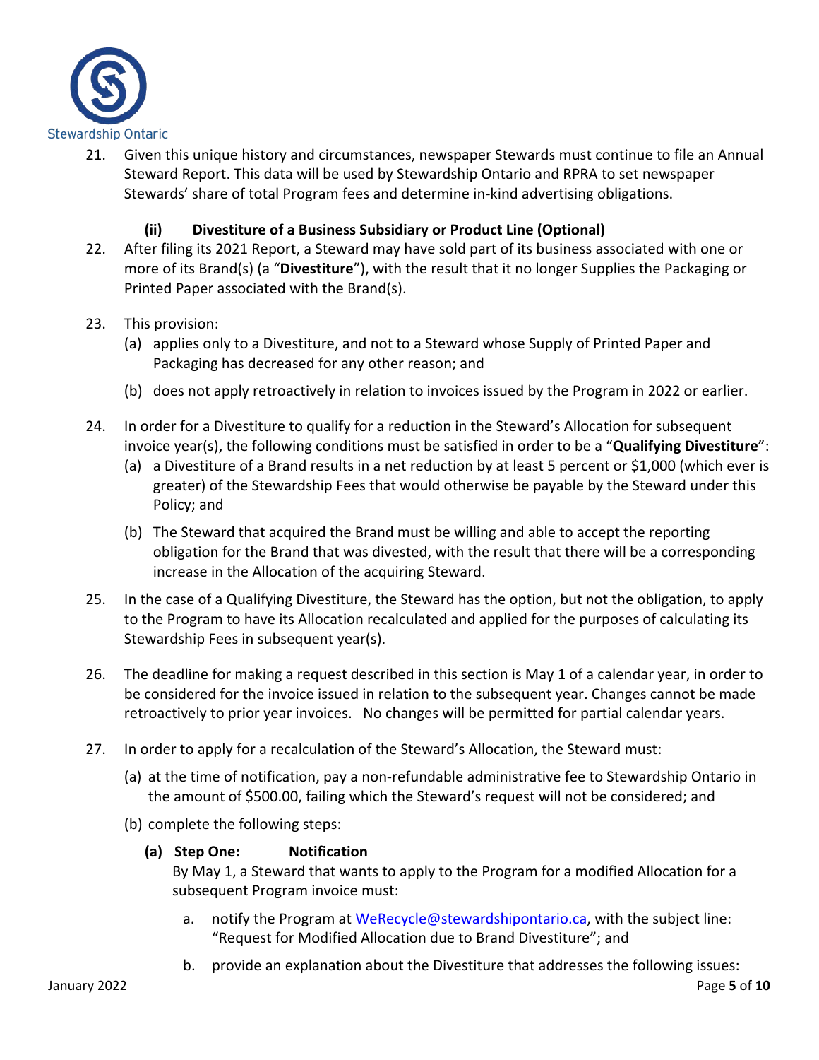21. Given this unique history and circumstances, newspaper Stewards must continue to file an Annual Steward Report. This data will be used by Stewardship Ontario and RPRA to set newspaper Stewards' share of total Program fees and determine in-kind advertising obligations.

### (ii) Divestiture of a Business Subsidiary or Product Line (Optional)

22. After filing its 2021 Report, a Steward may have sold part of its business associated with one or more of its Brand(s) (a "**Divestiture**"), with the result that it no longer Supplies the Packaging or Printed Paper associated with the Brand(s).

23. This provision:
    (a) applies only to a Divestiture, and not to a Steward whose Supply of Printed Paper and Packaging has decreased for any other reason; and
    (b) does not apply retroactively in relation to invoices issued by the Program in 2022 or earlier.

24. In order for a Divestiture to qualify for a reduction in the Steward's Allocation for subsequent invoice year(s), the following conditions must be satisfied in order to be a "**Qualifying Divestiture**":
    (a) a Divestiture of a Brand results in a net reduction by at least 5 percent or $1,000 (which ever is greater) of the Stewardship Fees that would otherwise be payable by the Steward under this Policy; and
    (b) The Steward that acquired the Brand must be willing and able to accept the reporting obligation for the Brand that was divested, with the result that there will be a corresponding increase in the Allocation of the acquiring Steward.

25. In the case of a Qualifying Divestiture, the Steward has the option, but not the obligation, to apply to the Program to have its Allocation recalculated and applied for the purposes of calculating its Stewardship Fees in subsequent year(s).

26. The deadline for making a request described in this section is May 1 of a calendar year, in order to be considered for the invoice issued in relation to the subsequent year. Changes cannot be made retroactively to prior year invoices. No changes will be permitted for partial calendar years.

27. In order to apply for a recalculation of the Steward's Allocation, the Steward must:
    (a) at the time of notification, pay a non-refundable administrative fee to Stewardship Ontario in the amount of $500.00, failing which the Steward's request will not be considered; and
    (b) complete the following steps:

    **(a) Step One: Notification**
    By May 1, a Steward that wants to apply to the Program for a modified Allocation for a subsequent Program invoice must:

    a. notify the Program at WeRecycle@stewardshipontario.ca, with the subject line: "Request for Modified Allocation due to Brand Divestiture"; and
    b. provide an explanation about the Divestiture that addresses the following issues: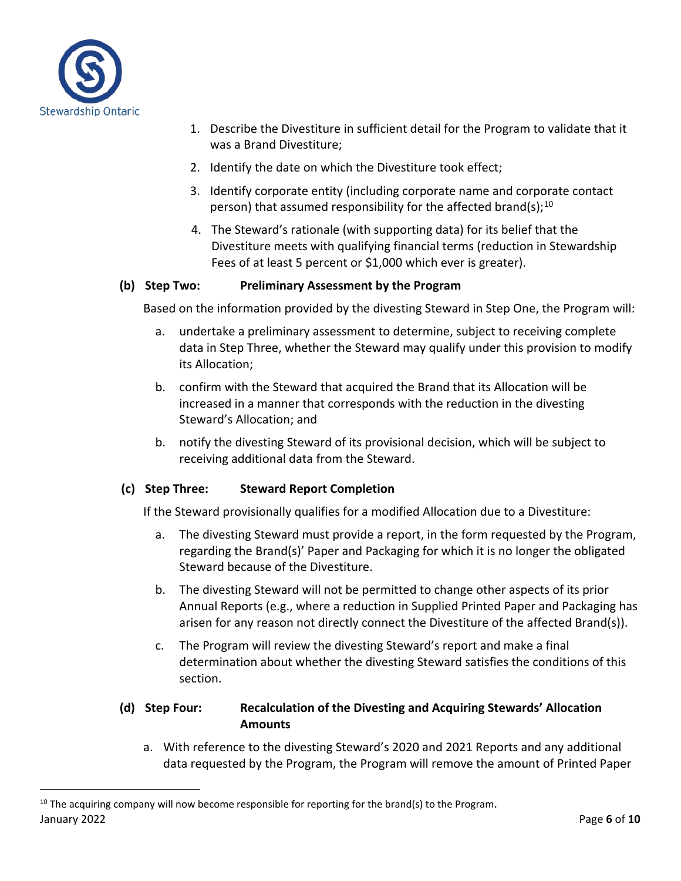1. Describe the Divestiture in sufficient detail for the Program to validate that it was a Brand Divestiture;
2. Identify the date on which the Divestiture took effect;
3. Identify corporate entity (including corporate name and corporate contact person) that assumed responsibility for the affected brand(s);[10]
4. The Steward's rationale (with supporting data) for its belief that the Divestiture meets with qualifying financial terms (reduction in Stewardship Fees of at least 5 percent or $1,000 which ever is greater).

**(b) Step Two: Preliminary Assessment by the Program**

Based on the information provided by the divesting Steward in Step One, the Program will:

a. undertake a preliminary assessment to determine, subject to receiving complete data in Step Three, whether the Steward may qualify under this provision to modify its Allocation;

b. confirm with the Steward that acquired the Brand that its Allocation will be increased in a manner that corresponds with the reduction in the divesting Steward's Allocation; and

b. notify the divesting Steward of its provisional decision, which will be subject to receiving additional data from the Steward.

**(c) Step Three: Steward Report Completion**

If the Steward provisionally qualifies for a modified Allocation due to a Divestiture:

a. The divesting Steward must provide a report, in the form requested by the Program, regarding the Brand(s)' Paper and Packaging for which it is no longer the obligated Steward because of the Divestiture.

b. The divesting Steward will not be permitted to change other aspects of its prior Annual Reports (e.g., where a reduction in Supplied Printed Paper and Packaging has arisen for any reason not directly connect the Divestiture of the affected Brand(s)).

c. The Program will review the divesting Steward's report and make a final determination about whether the divesting Steward satisfies the conditions of this section.

**(d) Step Four: Recalculation of the Divesting and Acquiring Stewards' Allocation Amounts**

a. With reference to the divesting Steward's 2020 and 2021 Reports and any additional data requested by the Program, the Program will remove the amount of Printed Paper

[10] The acquiring company will now become responsible for reporting for the brand(s) to the Program.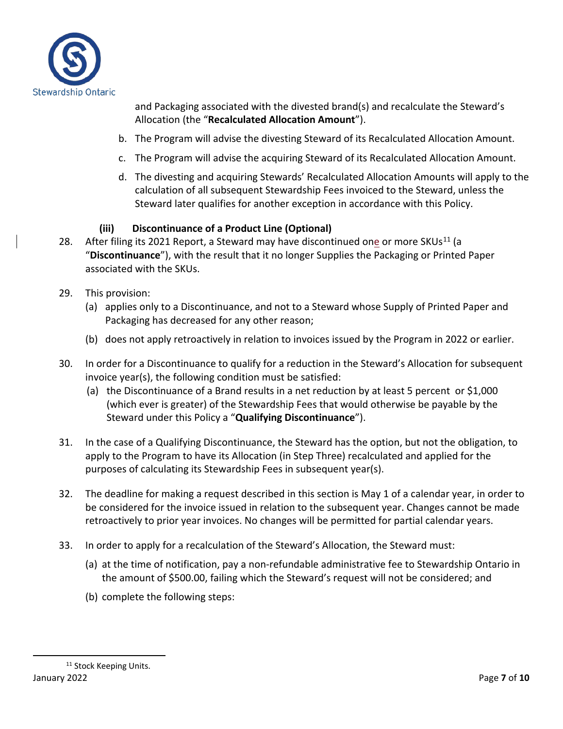and Packaging associated with the divested brand(s) and recalculate the Steward's Allocation (the "**Recalculated Allocation Amount**").

b. The Program will advise the divesting Steward of its Recalculated Allocation Amount.

c. The Program will advise the acquiring Steward of its Recalculated Allocation Amount.

d. The divesting and acquiring Stewards' Recalculated Allocation Amounts will apply to the calculation of all subsequent Stewardship Fees invoiced to the Steward, unless the Steward later qualifies for another exception in accordance with this Policy.

### (iii) Discontinuance of a Product Line (Optional)

28. After filing its 2021 Report, a Steward may have discontinued one or more SKUs[11] (a "**Discontinuance**"), with the result that it no longer Supplies the Packaging or Printed Paper associated with the SKUs.

29. This provision:
    (a) applies only to a Discontinuance, and not to a Steward whose Supply of Printed Paper and Packaging has decreased for any other reason;

    (b) does not apply retroactively in relation to invoices issued by the Program in 2022 or earlier.

30. In order for a Discontinuance to qualify for a reduction in the Steward's Allocation for subsequent invoice year(s), the following condition must be satisfied:
    (a) the Discontinuance of a Brand results in a net reduction by at least 5 percent or $1,000 (which ever is greater) of the Stewardship Fees that would otherwise be payable by the Steward under this Policy a "**Qualifying Discontinuance**").

31. In the case of a Qualifying Discontinuance, the Steward has the option, but not the obligation, to apply to the Program to have its Allocation (in Step Three) recalculated and applied for the purposes of calculating its Stewardship Fees in subsequent year(s).

32. The deadline for making a request described in this section is May 1 of a calendar year, in order to be considered for the invoice issued in relation to the subsequent year. Changes cannot be made retroactively to prior year invoices. No changes will be permitted for partial calendar years.

33. In order to apply for a recalculation of the Steward's Allocation, the Steward must:

    (a) at the time of notification, pay a non-refundable administrative fee to Stewardship Ontario in the amount of $500.00, failing which the Steward's request will not be considered; and

    (b) complete the following steps:

[11] Stock Keeping Units.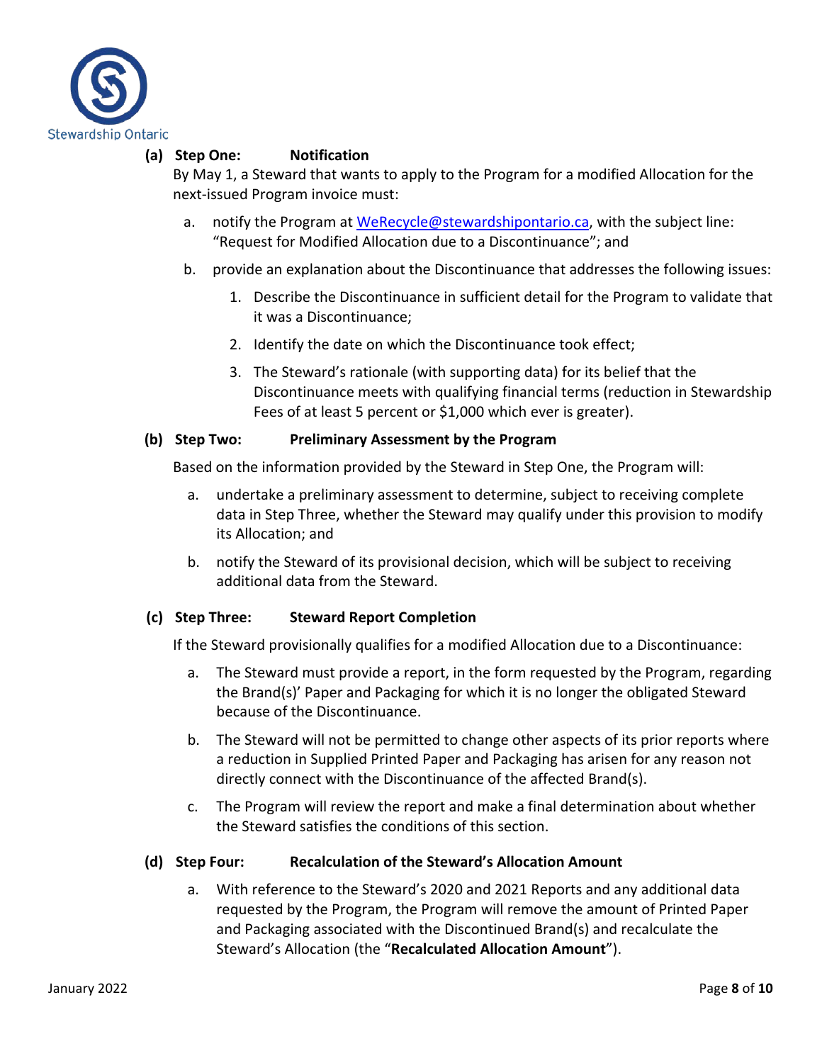**(a) Step One: Notification**

By May 1, a Steward that wants to apply to the Program for a modified Allocation for the next-issued Program invoice must:

a. notify the Program at WeRecycle@stewardshipontario.ca, with the subject line: "Request for Modified Allocation due to a Discontinuance"; and

b. provide an explanation about the Discontinuance that addresses the following issues:

   1. Describe the Discontinuance in sufficient detail for the Program to validate that it was a Discontinuance;
   2. Identify the date on which the Discontinuance took effect;
   3. The Steward's rationale (with supporting data) for its belief that the Discontinuance meets with qualifying financial terms (reduction in Stewardship Fees of at least 5 percent or $1,000 which ever is greater).

**(b) Step Two: Preliminary Assessment by the Program**

Based on the information provided by the Steward in Step One, the Program will:

a. undertake a preliminary assessment to determine, subject to receiving complete data in Step Three, whether the Steward may qualify under this provision to modify its Allocation; and

b. notify the Steward of its provisional decision, which will be subject to receiving additional data from the Steward.

**(c) Step Three: Steward Report Completion**

If the Steward provisionally qualifies for a modified Allocation due to a Discontinuance:

a. The Steward must provide a report, in the form requested by the Program, regarding the Brand(s)' Paper and Packaging for which it is no longer the obligated Steward because of the Discontinuance.

b. The Steward will not be permitted to change other aspects of its prior reports where a reduction in Supplied Printed Paper and Packaging has arisen for any reason not directly connect with the Discontinuance of the affected Brand(s).

c. The Program will review the report and make a final determination about whether the Steward satisfies the conditions of this section.

**(d) Step Four: Recalculation of the Steward's Allocation Amount**

a. With reference to the Steward's 2020 and 2021 Reports and any additional data requested by the Program, the Program will remove the amount of Printed Paper and Packaging associated with the Discontinued Brand(s) and recalculate the Steward's Allocation (the "**Recalculated Allocation Amount**").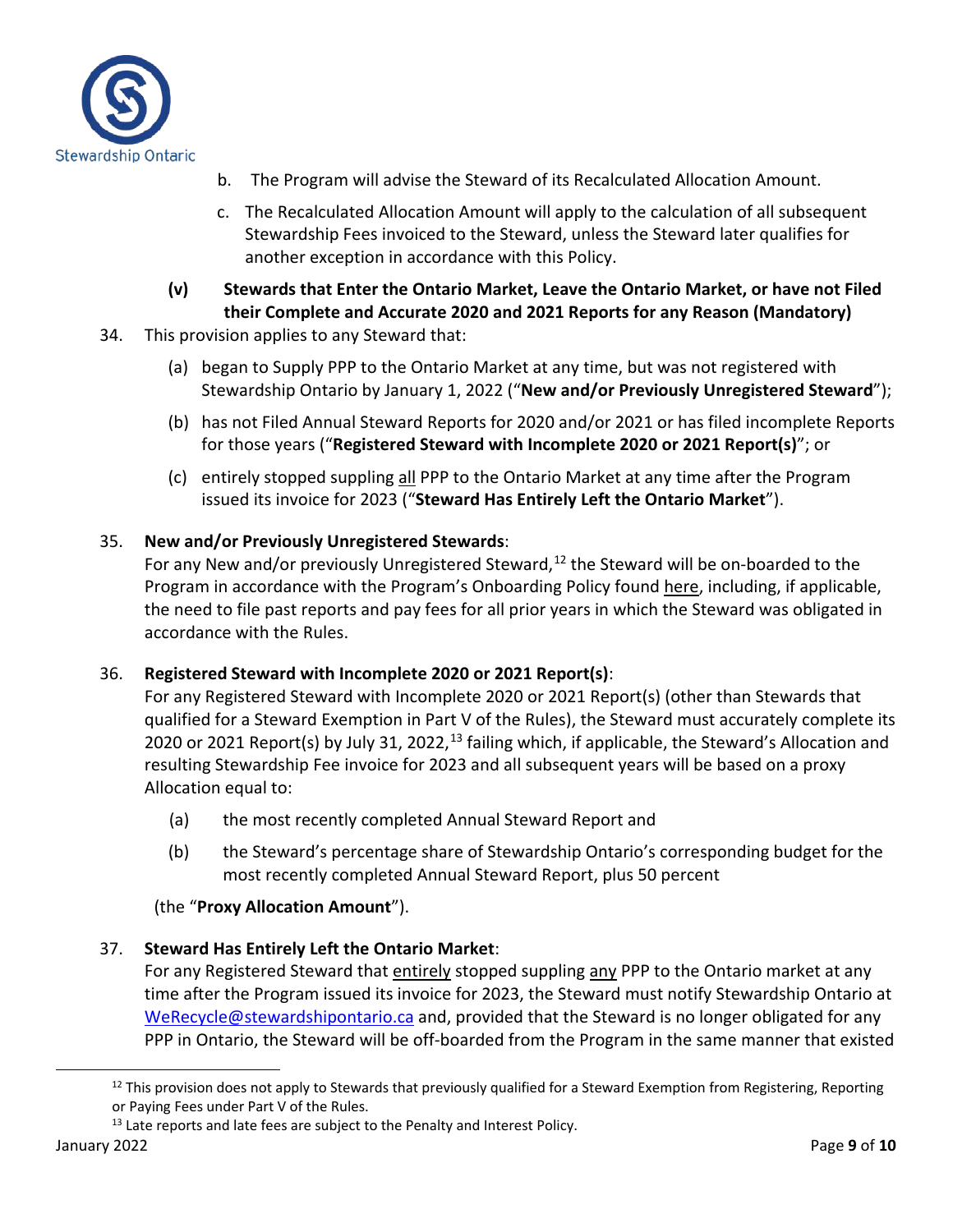b. The Program will advise the Steward of its Recalculated Allocation Amount.

c. The Recalculated Allocation Amount will apply to the calculation of all subsequent Stewardship Fees invoiced to the Steward, unless the Steward later qualifies for another exception in accordance with this Policy.

**(v) Stewards that Enter the Ontario Market, Leave the Ontario Market, or have not Filed their Complete and Accurate 2020 and 2021 Reports for any Reason (Mandatory)**

34. This provision applies to any Steward that:

(a) began to Supply PPP to the Ontario Market at any time, but was not registered with Stewardship Ontario by January 1, 2022 ("**New and/or Previously Unregistered Steward**");

(b) has not Filed Annual Steward Reports for 2020 and/or 2021 or has filed incomplete Reports for those years ("**Registered Steward with Incomplete 2020 or 2021 Report(s)**"; or

(c) entirely stopped suppling all PPP to the Ontario Market at any time after the Program issued its invoice for 2023 ("**Steward Has Entirely Left the Ontario Market**").

35. **New and/or Previously Unregistered Stewards**:
For any New and/or previously Unregistered Steward,[12] the Steward will be on-boarded to the Program in accordance with the Program's Onboarding Policy found here, including, if applicable, the need to file past reports and pay fees for all prior years in which the Steward was obligated in accordance with the Rules.

36. **Registered Steward with Incomplete 2020 or 2021 Report(s)**:
For any Registered Steward with Incomplete 2020 or 2021 Report(s) (other than Stewards that qualified for a Steward Exemption in Part V of the Rules), the Steward must accurately complete its 2020 or 2021 Report(s) by July 31, 2022,[13] failing which, if applicable, the Steward's Allocation and resulting Stewardship Fee invoice for 2023 and all subsequent years will be based on a proxy Allocation equal to:

(a) the most recently completed Annual Steward Report and

(b) the Steward's percentage share of Stewardship Ontario's corresponding budget for the most recently completed Annual Steward Report, plus 50 percent

(the "**Proxy Allocation Amount**").

37. **Steward Has Entirely Left the Ontario Market**:
For any Registered Steward that entirely stopped suppling any PPP to the Ontario market at any time after the Program issued its invoice for 2023, the Steward must notify Stewardship Ontario at WeRecycle@stewardshipontario.ca and, provided that the Steward is no longer obligated for any PPP in Ontario, the Steward will be off-boarded from the Program in the same manner that existed

[12] This provision does not apply to Stewards that previously qualified for a Steward Exemption from Registering, Reporting or Paying Fees under Part V of the Rules.

[13] Late reports and late fees are subject to the Penalty and Interest Policy.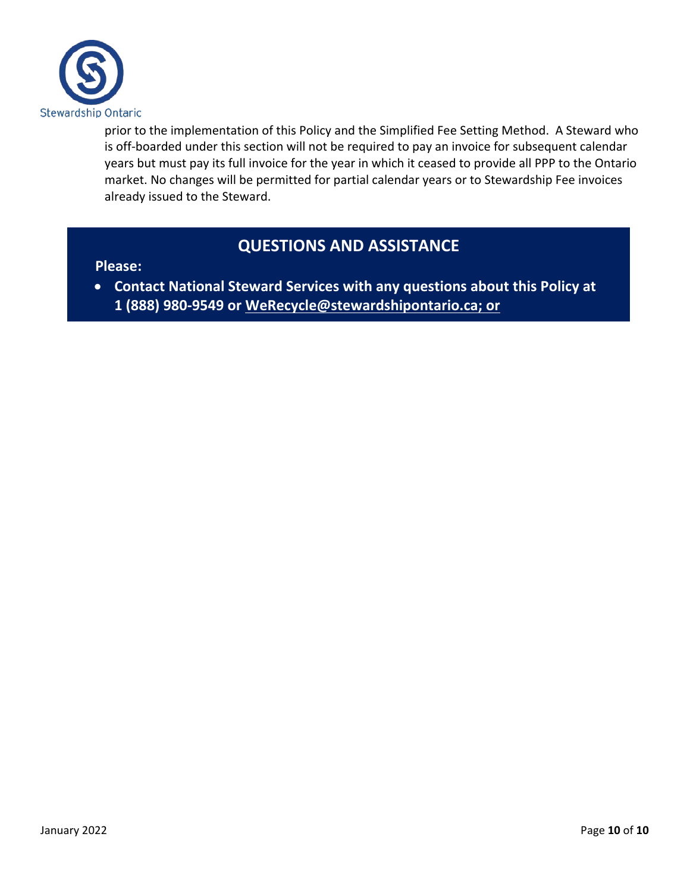prior to the implementation of this Policy and the Simplified Fee Setting Method. A Steward who is off-boarded under this section will not be required to pay an invoice for subsequent calendar years but must pay its full invoice for the year in which it ceased to provide all PPP to the Ontario market. No changes will be permitted for partial calendar years or to Stewardship Fee invoices already issued to the Steward.

## QUESTIONS AND ASSISTANCE

**Please:**

- **Contact National Steward Services with any questions about this Policy at 1 (888) 980-9549 or WeRecycle@stewardshipontario.ca; or**